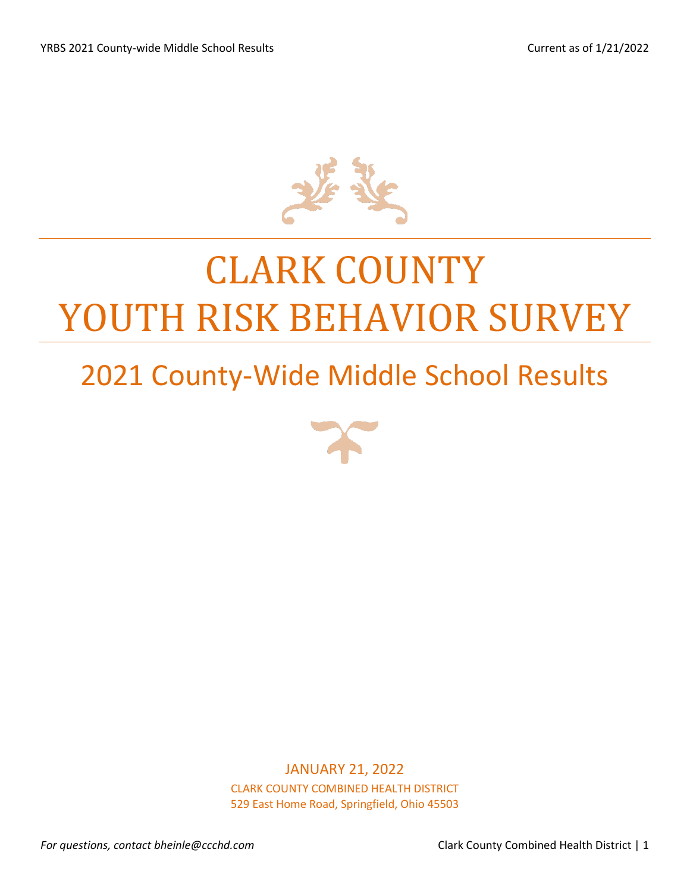# CLARK COUNTY YOUTH RISK BEHAVIOR SURVEY

## 2021 County-Wide Middle School Results

JANUARY 21, 2022

CLARK COUNTY COMBINED HEALTH DISTRICT

529 East Home Road, Springfield, Ohio 45503

*For questions, contact bheinle@ccchd.com*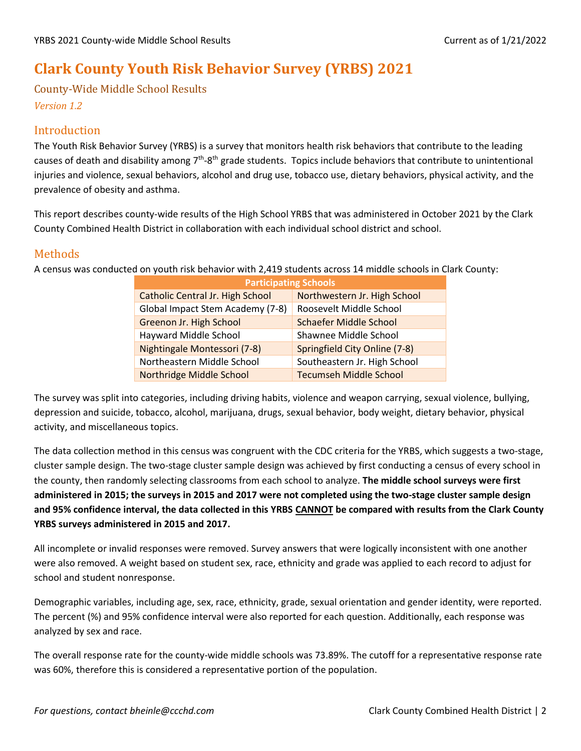# Clark County Youth Risk Behavior Survey (YRBS) 2021

## County-Wide Middle School Results

*Version 1.2*

## Introduction

The Youth Risk Behavior Survey (YRBS) is a survey that monitors health risk behaviors that contribute to the leading causes of death and disability among 7th-8th grade students. Topics include behaviors that contribute to unintentional injuries and violence, sexual behaviors, alcohol and drug use, tobacco use, dietary behaviors, physical activity, and the prevalence of obesity and asthma.

This report describes county-wide results of the High School YRBS that was administered in October 2021 by the Clark County Combined Health District in collaboration with each individual school district and school.

## Methods

A census was conducted on youth risk behavior with 2,419 students across 14 middle schools in Clark County:

| Participating Schools | |
|---|---|
| Catholic Central Jr. High School | Northwestern Jr. High School |
| Global Impact Stem Academy (7-8) | Roosevelt Middle School |
| Greenon Jr. High School | Schaefer Middle School |
| Hayward Middle School | Shawnee Middle School |
| Nightingale Montessori (7-8) | Springfield City Online (7-8) |
| Northeastern Middle School | Southeastern Jr. High School |
| Northridge Middle School | Tecumseh Middle School |

The survey was split into categories, including driving habits, violence and weapon carrying, sexual violence, bullying, depression and suicide, tobacco, alcohol, marijuana, drugs, sexual behavior, body weight, dietary behavior, physical activity, and miscellaneous topics.

The data collection method in this census was congruent with the CDC criteria for the YRBS, which suggests a two-stage, cluster sample design. The two-stage cluster sample design was achieved by first conducting a census of every school in the county, then randomly selecting classrooms from each school to analyze. **The middle school surveys were first administered in 2015; the surveys in 2015 and 2017 were not completed using the two-stage cluster sample design and 95% confidence interval, the data collected in this YRBS CANNOT be compared with results from the Clark County YRBS surveys administered in 2015 and 2017.**

All incomplete or invalid responses were removed. Survey answers that were logically inconsistent with one another were also removed. A weight based on student sex, race, ethnicity and grade was applied to each record to adjust for school and student nonresponse.

Demographic variables, including age, sex, race, ethnicity, grade, sexual orientation and gender identity, were reported. The percent (%) and 95% confidence interval were also reported for each question. Additionally, each response was analyzed by sex and race.

The overall response rate for the county-wide middle schools was 73.89%. The cutoff for a representative response rate was 60%, therefore this is considered a representative portion of the population.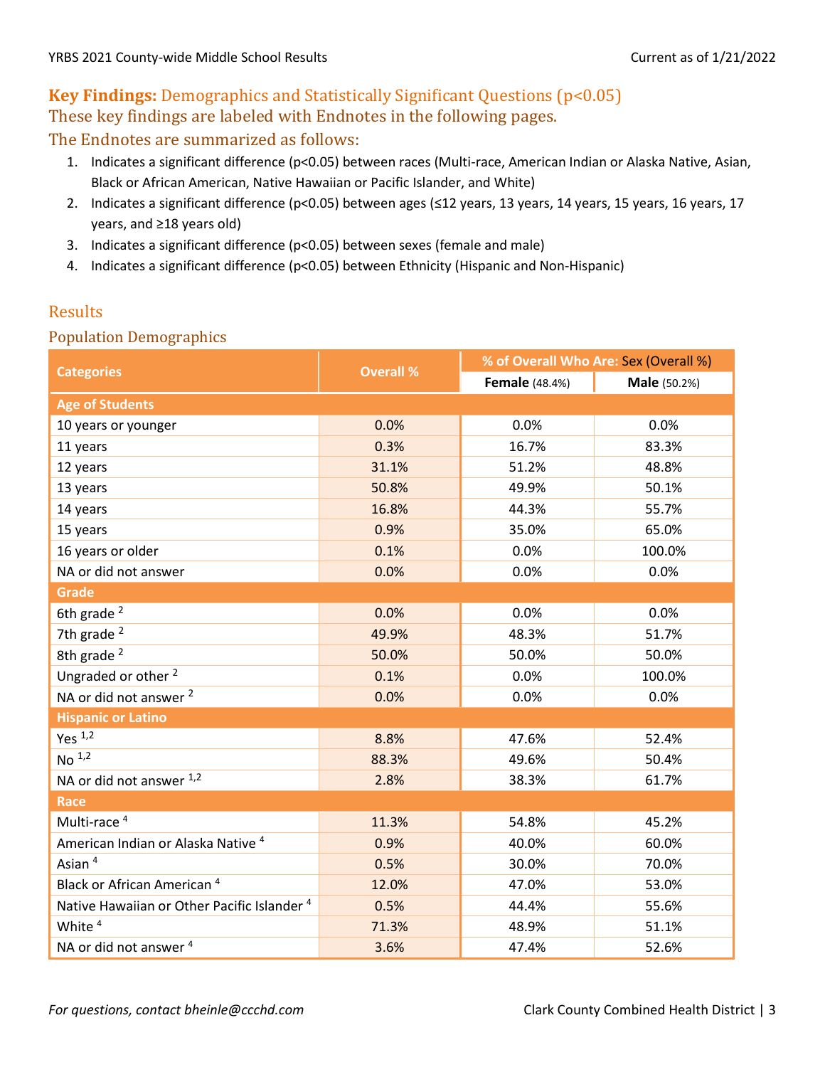## Key Findings: Demographics and Statistically Significant Questions (p<0.05)

These key findings are labeled with Endnotes in the following pages.

The Endnotes are summarized as follows:

1. Indicates a significant difference (p<0.05) between races (Multi-race, American Indian or Alaska Native, Asian, Black or African American, Native Hawaiian or Pacific Islander, and White)
2. Indicates a significant difference (p<0.05) between ages (≤12 years, 13 years, 14 years, 15 years, 16 years, 17 years, and ≥18 years old)
3. Indicates a significant difference (p<0.05) between sexes (female and male)
4. Indicates a significant difference (p<0.05) between Ethnicity (Hispanic and Non-Hispanic)

## Results

### Population Demographics

| Categories | Overall % | % of Overall Who Are: Sex (Overall %) | |
|---|---|---|---|
| | | **Female** (48.4%) | **Male** (50.2%) |
| **Age of Students** | | | |
| 10 years or younger | 0.0% | 0.0% | 0.0% |
| 11 years | 0.3% | 16.7% | 83.3% |
| 12 years | 31.1% | 51.2% | 48.8% |
| 13 years | 50.8% | 49.9% | 50.1% |
| 14 years | 16.8% | 44.3% | 55.7% |
| 15 years | 0.9% | 35.0% | 65.0% |
| 16 years or older | 0.1% | 0.0% | 100.0% |
| NA or did not answer | 0.0% | 0.0% | 0.0% |
| **Grade** | | | |
| 6th grade [2] | 0.0% | 0.0% | 0.0% |
| 7th grade [2] | 49.9% | 48.3% | 51.7% |
| 8th grade [2] | 50.0% | 50.0% | 50.0% |
| Ungraded or other [2] | 0.1% | 0.0% | 100.0% |
| NA or did not answer [2] | 0.0% | 0.0% | 0.0% |
| **Hispanic or Latino** | | | |
| Yes [1,2] | 8.8% | 47.6% | 52.4% |
| No [1,2] | 88.3% | 49.6% | 50.4% |
| NA or did not answer [1,2] | 2.8% | 38.3% | 61.7% |
| **Race** | | | |
| Multi-race [4] | 11.3% | 54.8% | 45.2% |
| American Indian or Alaska Native [4] | 0.9% | 40.0% | 60.0% |
| Asian [4] | 0.5% | 30.0% | 70.0% |
| Black or African American [4] | 12.0% | 47.0% | 53.0% |
| Native Hawaiian or Other Pacific Islander [4] | 0.5% | 44.4% | 55.6% |
| White [4] | 71.3% | 48.9% | 51.1% |
| NA or did not answer [4] | 3.6% | 47.4% | 52.6% |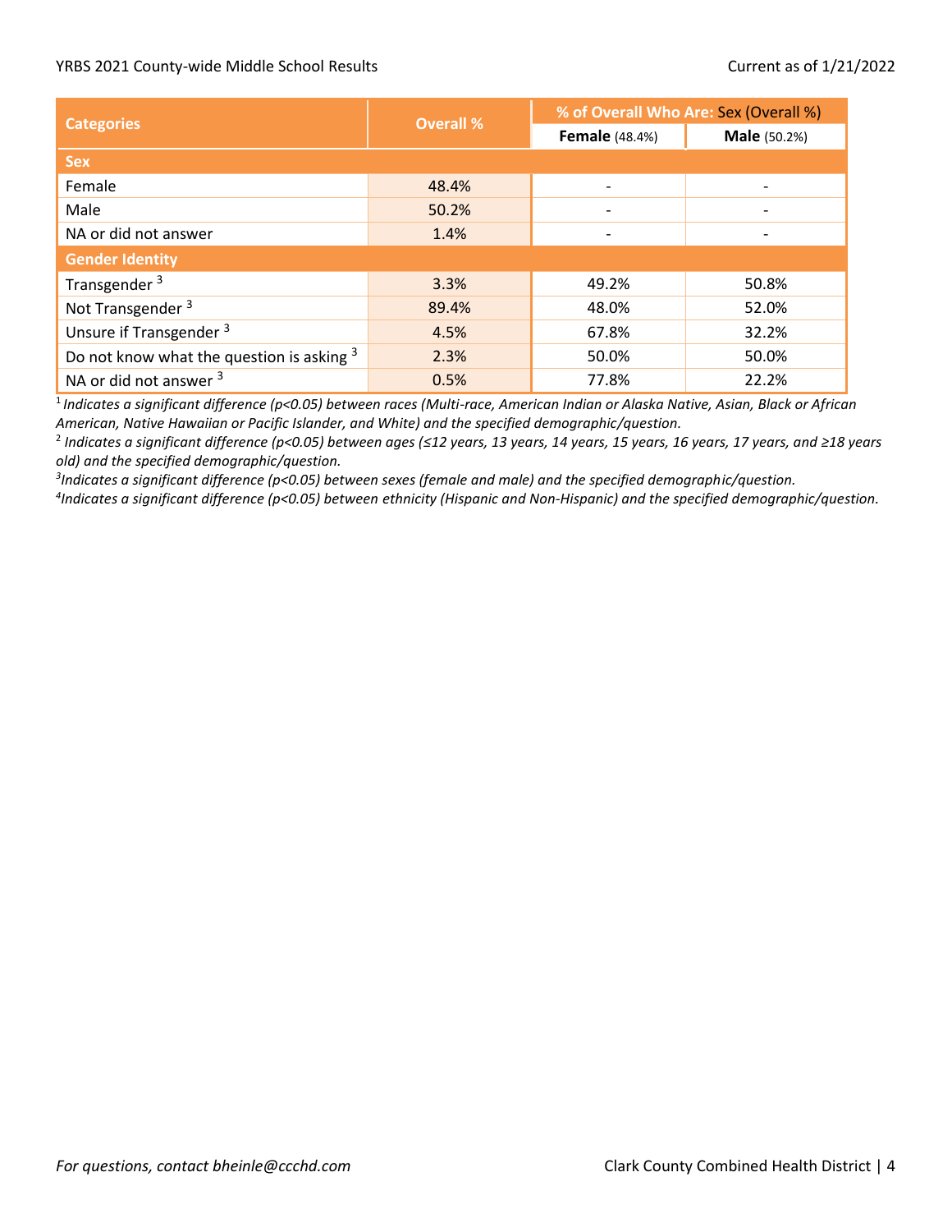| Categories | Overall % | % of Overall Who Are: Sex (Overall %) | |
|---|---|---|---|
| | | **Female** (48.4%) | **Male** (50.2%) |
| **Sex** | | | |
| Female | 48.4% | - | - |
| Male | 50.2% | - | - |
| NA or did not answer | 1.4% | - | - |
| **Gender Identity** | | | |
| Transgender [3] | 3.3% | 49.2% | 50.8% |
| Not Transgender [3] | 89.4% | 48.0% | 52.0% |
| Unsure if Transgender [3] | 4.5% | 67.8% | 32.2% |
| Do not know what the question is asking [3] | 2.3% | 50.0% | 50.0% |
| NA or did not answer [3] | 0.5% | 77.8% | 22.2% |

[1] *Indicates a significant difference ($p<0.05$) between races (Multi-race, American Indian or Alaska Native, Asian, Black or African American, Native Hawaiian or Pacific Islander, and White) and the specified demographic/question.*

[2] *Indicates a significant difference ($p<0.05$) between ages (≤12 years, 13 years, 14 years, 15 years, 16 years, 17 years, and ≥18 years old) and the specified demographic/question.*

[3] *Indicates a significant difference ($p<0.05$) between sexes (female and male) and the specified demographic/question.*

[4] *Indicates a significant difference ($p<0.05$) between ethnicity (Hispanic and Non-Hispanic) and the specified demographic/question.*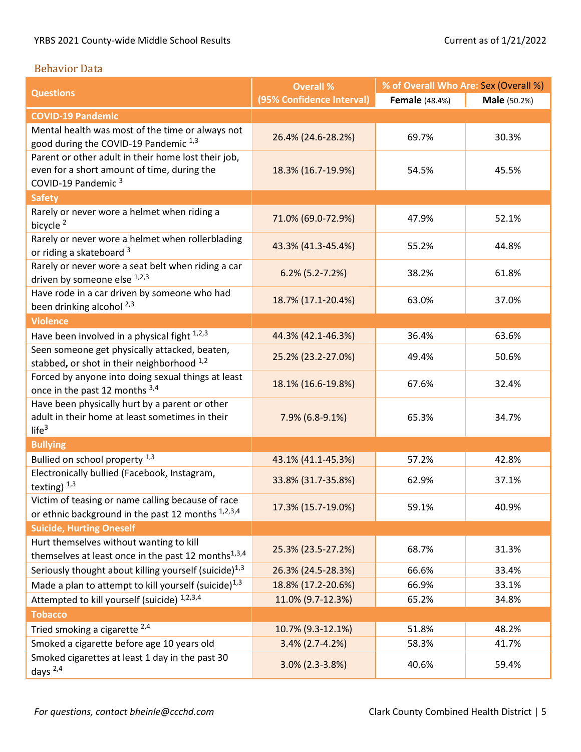## Behavior Data

| Questions | Overall % (95% Confidence Interval) | % of Overall Who Are: Sex (Overall %) | |
|---|---|---|---|
| | | **Female** (48.4%) | **Male** (50.2%) |
| **COVID-19 Pandemic** | | | |
| Mental health was most of the time or always not good during the COVID-19 Pandemic [1,3] | 26.4% (24.6-28.2%) | 69.7% | 30.3% |
| Parent or other adult in their home lost their job, even for a short amount of time, during the COVID-19 Pandemic [3] | 18.3% (16.7-19.9%) | 54.5% | 45.5% |
| **Safety** | | | |
| Rarely or never wore a helmet when riding a bicycle [2] | 71.0% (69.0-72.9%) | 47.9% | 52.1% |
| Rarely or never wore a helmet when rollerblading or riding a skateboard [3] | 43.3% (41.3-45.4%) | 55.2% | 44.8% |
| Rarely or never wore a seat belt when riding a car driven by someone else [1,2,3] | 6.2% (5.2-7.2%) | 38.2% | 61.8% |
| Have rode in a car driven by someone who had been drinking alcohol [2,3] | 18.7% (17.1-20.4%) | 63.0% | 37.0% |
| **Violence** | | | |
| Have been involved in a physical fight [1,2,3] | 44.3% (42.1-46.3%) | 36.4% | 63.6% |
| Seen someone get physically attacked, beaten, stabbed, or shot in their neighborhood [1,2] | 25.2% (23.2-27.0%) | 49.4% | 50.6% |
| Forced by anyone into doing sexual things at least once in the past 12 months [3,4] | 18.1% (16.6-19.8%) | 67.6% | 32.4% |
| Have been physically hurt by a parent or other adult in their home at least sometimes in their life[3] | 7.9% (6.8-9.1%) | 65.3% | 34.7% |
| **Bullying** | | | |
| Bullied on school property [1,3] | 43.1% (41.1-45.3%) | 57.2% | 42.8% |
| Electronically bullied (Facebook, Instagram, texting) [1,3] | 33.8% (31.7-35.8%) | 62.9% | 37.1% |
| Victim of teasing or name calling because of race or ethnic background in the past 12 months [1,2,3,4] | 17.3% (15.7-19.0%) | 59.1% | 40.9% |
| **Suicide, Hurting Oneself** | | | |
| Hurt themselves without wanting to kill themselves at least once in the past 12 months[1,3,4] | 25.3% (23.5-27.2%) | 68.7% | 31.3% |
| Seriously thought about killing yourself (suicide)[1,3] | 26.3% (24.5-28.3%) | 66.6% | 33.4% |
| Made a plan to attempt to kill yourself (suicide)[1,3] | 18.8% (17.2-20.6%) | 66.9% | 33.1% |
| Attempted to kill yourself (suicide) [1,2,3,4] | 11.0% (9.7-12.3%) | 65.2% | 34.8% |
| **Tobacco** | | | |
| Tried smoking a cigarette [2,4] | 10.7% (9.3-12.1%) | 51.8% | 48.2% |
| Smoked a cigarette before age 10 years old | 3.4% (2.7-4.2%) | 58.3% | 41.7% |
| Smoked cigarettes at least 1 day in the past 30 days [2,4] | 3.0% (2.3-3.8%) | 40.6% | 59.4% |

*For questions, contact bheinle@ccchd.com*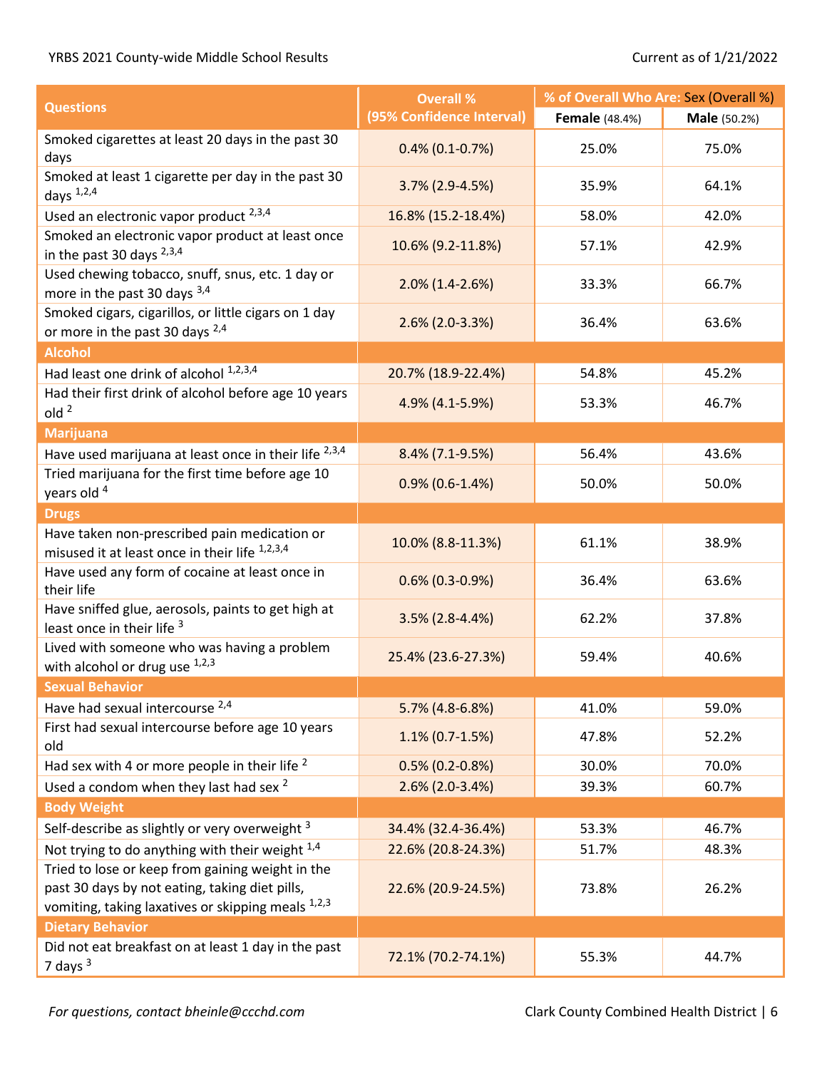| Questions | Overall % (95% Confidence Interval) | % of Overall Who Are: Sex (Overall %) | |
|---|---|---|---|
| | | Female (48.4%) | Male (50.2%) |
| Smoked cigarettes at least 20 days in the past 30 days | 0.4% (0.1-0.7%) | 25.0% | 75.0% |
| Smoked at least 1 cigarette per day in the past 30 days [1,2,4] | 3.7% (2.9-4.5%) | 35.9% | 64.1% |
| Used an electronic vapor product [2,3,4] | 16.8% (15.2-18.4%) | 58.0% | 42.0% |
| Smoked an electronic vapor product at least once in the past 30 days [2,3,4] | 10.6% (9.2-11.8%) | 57.1% | 42.9% |
| Used chewing tobacco, snuff, snus, etc. 1 day or more in the past 30 days [3,4] | 2.0% (1.4-2.6%) | 33.3% | 66.7% |
| Smoked cigars, cigarillos, or little cigars on 1 day or more in the past 30 days [2,4] | 2.6% (2.0-3.3%) | 36.4% | 63.6% |
| **Alcohol** | | | |
| Had least one drink of alcohol [1,2,3,4] | 20.7% (18.9-22.4%) | 54.8% | 45.2% |
| Had their first drink of alcohol before age 10 years old [2] | 4.9% (4.1-5.9%) | 53.3% | 46.7% |
| **Marijuana** | | | |
| Have used marijuana at least once in their life [2,3,4] | 8.4% (7.1-9.5%) | 56.4% | 43.6% |
| Tried marijuana for the first time before age 10 years old [4] | 0.9% (0.6-1.4%) | 50.0% | 50.0% |
| **Drugs** | | | |
| Have taken non-prescribed pain medication or misused it at least once in their life [1,2,3,4] | 10.0% (8.8-11.3%) | 61.1% | 38.9% |
| Have used any form of cocaine at least once in their life | 0.6% (0.3-0.9%) | 36.4% | 63.6% |
| Have sniffed glue, aerosols, paints to get high at least once in their life [3] | 3.5% (2.8-4.4%) | 62.2% | 37.8% |
| Lived with someone who was having a problem with alcohol or drug use [1,2,3] | 25.4% (23.6-27.3%) | 59.4% | 40.6% |
| **Sexual Behavior** | | | |
| Have had sexual intercourse [2,4] | 5.7% (4.8-6.8%) | 41.0% | 59.0% |
| First had sexual intercourse before age 10 years old | 1.1% (0.7-1.5%) | 47.8% | 52.2% |
| Had sex with 4 or more people in their life [2] | 0.5% (0.2-0.8%) | 30.0% | 70.0% |
| Used a condom when they last had sex [2] | 2.6% (2.0-3.4%) | 39.3% | 60.7% |
| **Body Weight** | | | |
| Self-describe as slightly or very overweight [3] | 34.4% (32.4-36.4%) | 53.3% | 46.7% |
| Not trying to do anything with their weight [1,4] | 22.6% (20.8-24.3%) | 51.7% | 48.3% |
| Tried to lose or keep from gaining weight in the past 30 days by not eating, taking diet pills, vomiting, taking laxatives or skipping meals [1,2,3] | 22.6% (20.9-24.5%) | 73.8% | 26.2% |
| **Dietary Behavior** | | | |
| Did not eat breakfast on at least 1 day in the past 7 days [3] | 72.1% (70.2-74.1%) | 55.3% | 44.7% |

*For questions, contact bheinle@ccchd.com*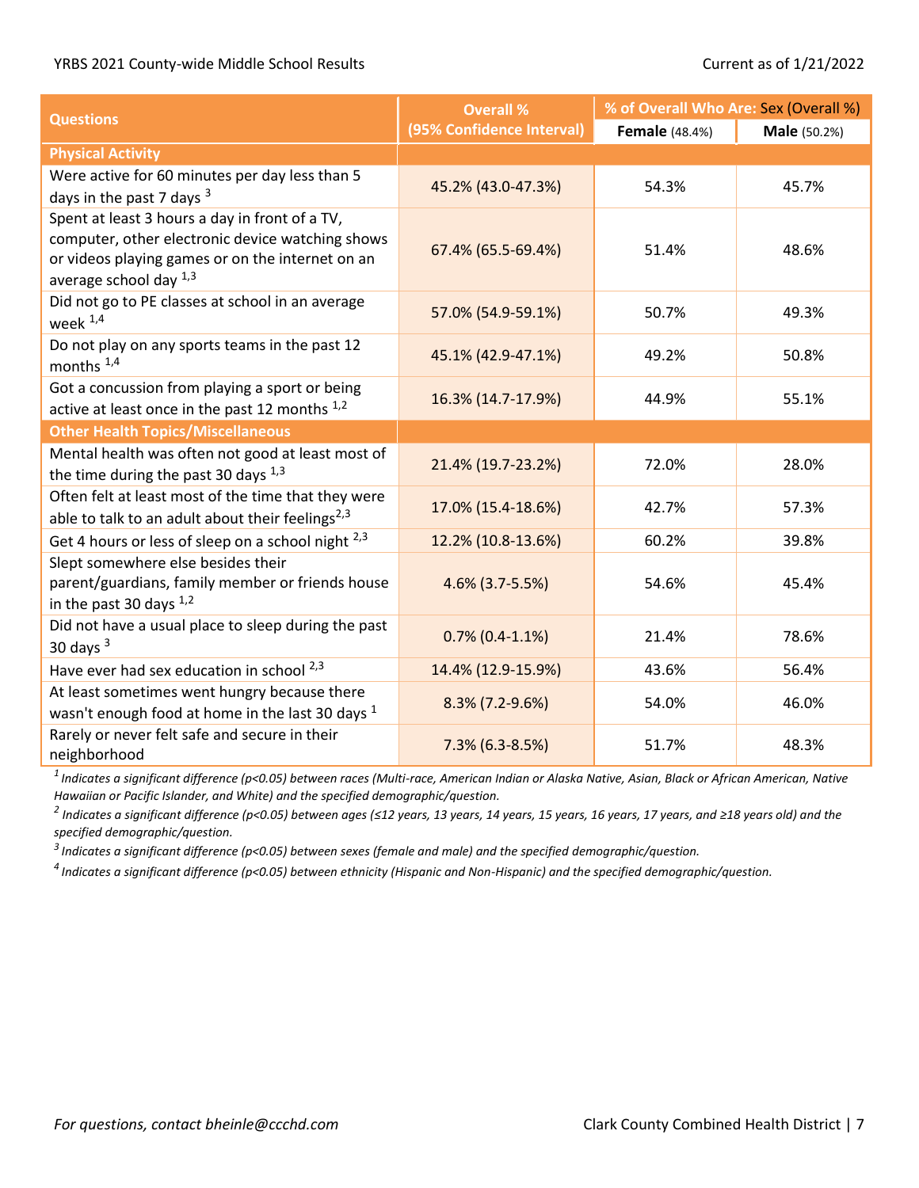| Questions | Overall % (95% Confidence Interval) | % of Overall Who Are: Sex (Overall %) | |
|---|---|---|---|
| | | Female (48.4%) | Male (50.2%) |
| **Physical Activity** | | | |
| Were active for 60 minutes per day less than 5 days in the past 7 days [3] | 45.2% (43.0-47.3%) | 54.3% | 45.7% |
| Spent at least 3 hours a day in front of a TV, computer, other electronic device watching shows or videos playing games or on the internet on an average school day [1,3] | 67.4% (65.5-69.4%) | 51.4% | 48.6% |
| Did not go to PE classes at school in an average week [1,4] | 57.0% (54.9-59.1%) | 50.7% | 49.3% |
| Do not play on any sports teams in the past 12 months [1,4] | 45.1% (42.9-47.1%) | 49.2% | 50.8% |
| Got a concussion from playing a sport or being active at least once in the past 12 months [1,2] | 16.3% (14.7-17.9%) | 44.9% | 55.1% |
| **Other Health Topics/Miscellaneous** | | | |
| Mental health was often not good at least most of the time during the past 30 days [1,3] | 21.4% (19.7-23.2%) | 72.0% | 28.0% |
| Often felt at least most of the time that they were able to talk to an adult about their feelings[2,3] | 17.0% (15.4-18.6%) | 42.7% | 57.3% |
| Get 4 hours or less of sleep on a school night [2,3] | 12.2% (10.8-13.6%) | 60.2% | 39.8% |
| Slept somewhere else besides their parent/guardians, family member or friends house in the past 30 days [1,2] | 4.6% (3.7-5.5%) | 54.6% | 45.4% |
| Did not have a usual place to sleep during the past 30 days [3] | 0.7% (0.4-1.1%) | 21.4% | 78.6% |
| Have ever had sex education in school [2,3] | 14.4% (12.9-15.9%) | 43.6% | 56.4% |
| At least sometimes went hungry because there wasn't enough food at home in the last 30 days [1] | 8.3% (7.2-9.6%) | 54.0% | 46.0% |
| Rarely or never felt safe and secure in their neighborhood | 7.3% (6.3-8.5%) | 51.7% | 48.3% |

*[1] Indicates a significant difference (p<0.05) between races (Multi-race, American Indian or Alaska Native, Asian, Black or African American, Native Hawaiian or Pacific Islander, and White) and the specified demographic/question.*

*[2] Indicates a significant difference (p<0.05) between ages (≤12 years, 13 years, 14 years, 15 years, 16 years, 17 years, and ≥18 years old) and the specified demographic/question.*

*[3] Indicates a significant difference (p<0.05) between sexes (female and male) and the specified demographic/question.*

*[4] Indicates a significant difference (p<0.05) between ethnicity (Hispanic and Non-Hispanic) and the specified demographic/question.*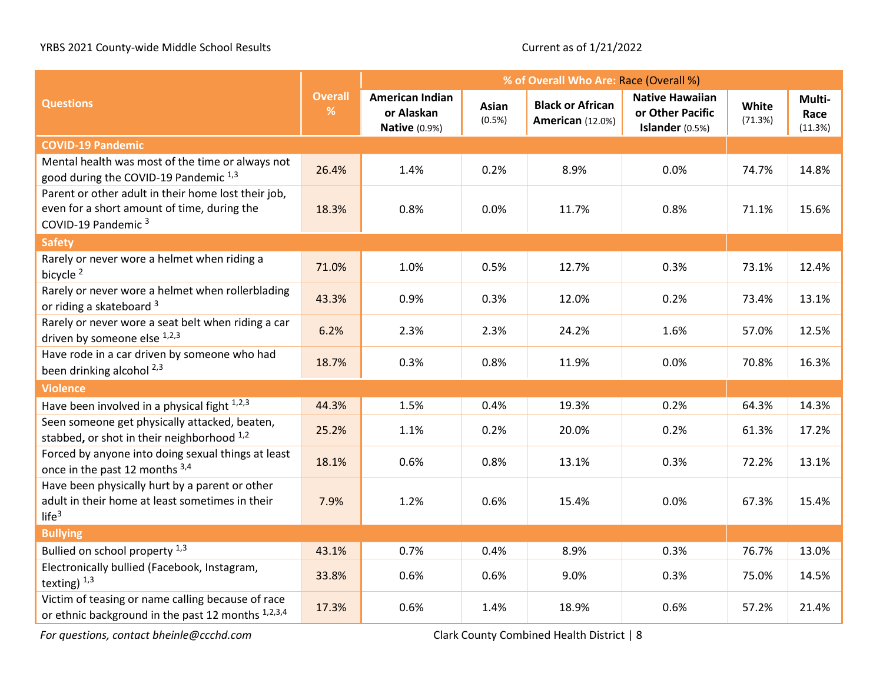YRBS 2021 County-wide Middle School Results

Current as of 1/21/2022

| Questions | Overall % | % of Overall Who Are: Race (Overall %) | | | | | |
|---|---|---|---|---|---|---|---|
| | | American Indian or Alaskan Native (0.9%) | Asian (0.5%) | Black or African American (12.0%) | Native Hawaiian or Other Pacific Islander (0.5%) | White (71.3%) | Multi-Race (11.3%) |
| **COVID-19 Pandemic** | | | | | | | |
| Mental health was most of the time or always not good during the COVID-19 Pandemic [1,3] | 26.4% | 1.4% | 0.2% | 8.9% | 0.0% | 74.7% | 14.8% |
| Parent or other adult in their home lost their job, even for a short amount of time, during the COVID-19 Pandemic [3] | 18.3% | 0.8% | 0.0% | 11.7% | 0.8% | 71.1% | 15.6% |
| **Safety** | | | | | | | |
| Rarely or never wore a helmet when riding a bicycle [2] | 71.0% | 1.0% | 0.5% | 12.7% | 0.3% | 73.1% | 12.4% |
| Rarely or never wore a helmet when rollerblading or riding a skateboard [3] | 43.3% | 0.9% | 0.3% | 12.0% | 0.2% | 73.4% | 13.1% |
| Rarely or never wore a seat belt when riding a car driven by someone else [1,2,3] | 6.2% | 2.3% | 2.3% | 24.2% | 1.6% | 57.0% | 12.5% |
| Have rode in a car driven by someone who had been drinking alcohol [2,3] | 18.7% | 0.3% | 0.8% | 11.9% | 0.0% | 70.8% | 16.3% |
| **Violence** | | | | | | | |
| Have been involved in a physical fight [1,2,3] | 44.3% | 1.5% | 0.4% | 19.3% | 0.2% | 64.3% | 14.3% |
| Seen someone get physically attacked, beaten, stabbed, or shot in their neighborhood [1,2] | 25.2% | 1.1% | 0.2% | 20.0% | 0.2% | 61.3% | 17.2% |
| Forced by anyone into doing sexual things at least once in the past 12 months [3,4] | 18.1% | 0.6% | 0.8% | 13.1% | 0.3% | 72.2% | 13.1% |
| Have been physically hurt by a parent or other adult in their home at least sometimes in their life[3] | 7.9% | 1.2% | 0.6% | 15.4% | 0.0% | 67.3% | 15.4% |
| **Bullying** | | | | | | | |
| Bullied on school property [1,3] | 43.1% | 0.7% | 0.4% | 8.9% | 0.3% | 76.7% | 13.0% |
| Electronically bullied (Facebook, Instagram, texting) [1,3] | 33.8% | 0.6% | 0.6% | 9.0% | 0.3% | 75.0% | 14.5% |
| Victim of teasing or name calling because of race or ethnic background in the past 12 months [1,2,3,4] | 17.3% | 0.6% | 1.4% | 18.9% | 0.6% | 57.2% | 21.4% |

*For questions, contact bheinle@ccchd.com*

Clark County Combined Health District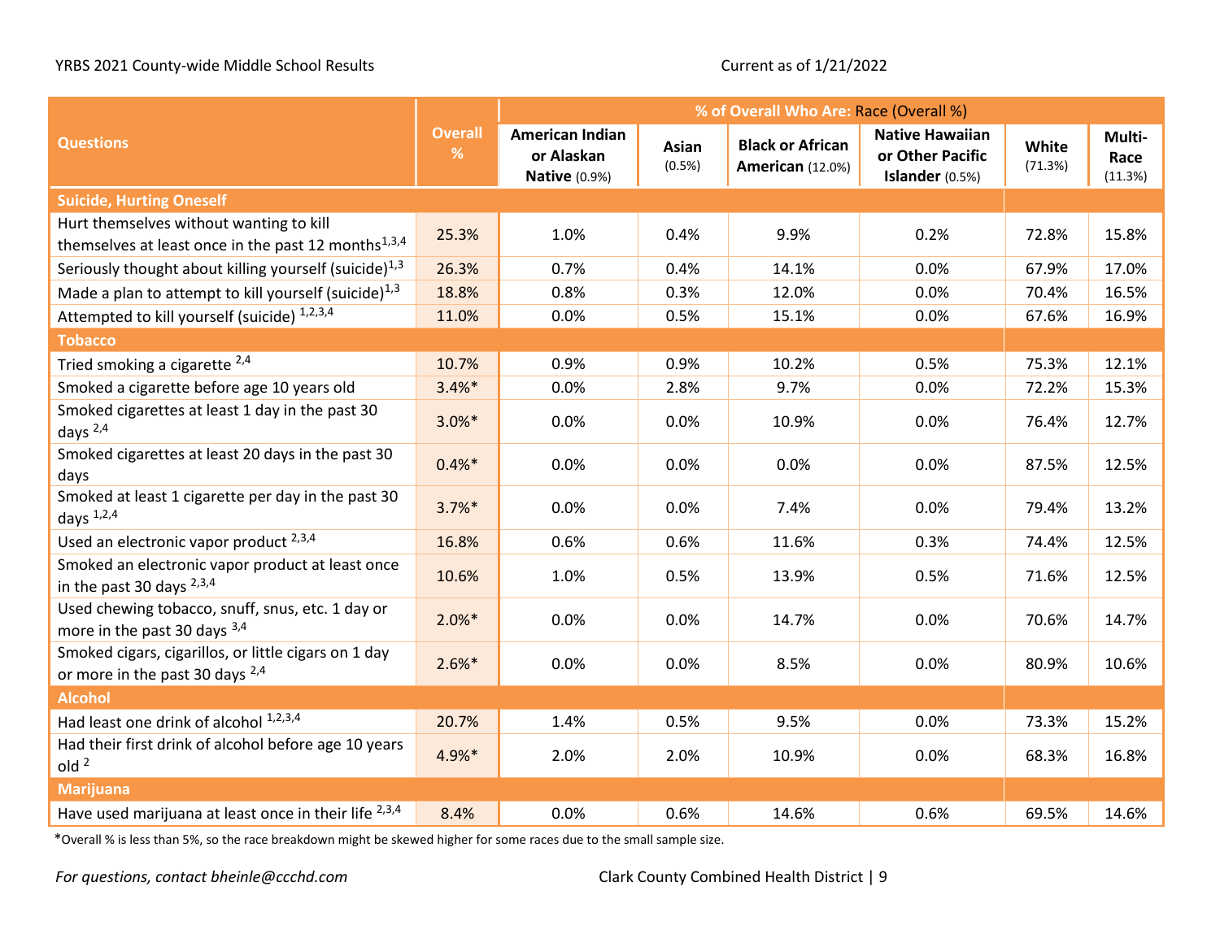YRBS 2021 County-wide Middle School Results — Current as of 1/21/2022

| Questions | Overall % | % of Overall Who Are: Race (Overall %) | | | | | |
|---|---|---|---|---|---|---|---|
| | | American Indian or Alaskan Native (0.9%) | Asian (0.5%) | Black or African American (12.0%) | Native Hawaiian or Other Pacific Islander (0.5%) | White (71.3%) | Multi-Race (11.3%) |
| **Suicide, Hurting Oneself** | | | | | | | |
| Hurt themselves without wanting to kill themselves at least once in the past 12 months[1,3,4] | 25.3% | 1.0% | 0.4% | 9.9% | 0.2% | 72.8% | 15.8% |
| Seriously thought about killing yourself (suicide)[1,3] | 26.3% | 0.7% | 0.4% | 14.1% | 0.0% | 67.9% | 17.0% |
| Made a plan to attempt to kill yourself (suicide)[1,3] | 18.8% | 0.8% | 0.3% | 12.0% | 0.0% | 70.4% | 16.5% |
| Attempted to kill yourself (suicide) [1,2,3,4] | 11.0% | 0.0% | 0.5% | 15.1% | 0.0% | 67.6% | 16.9% |
| **Tobacco** | | | | | | | |
| Tried smoking a cigarette [2,4] | 10.7% | 0.9% | 0.9% | 10.2% | 0.5% | 75.3% | 12.1% |
| Smoked a cigarette before age 10 years old | 3.4%* | 0.0% | 2.8% | 9.7% | 0.0% | 72.2% | 15.3% |
| Smoked cigarettes at least 1 day in the past 30 days [2,4] | 3.0%* | 0.0% | 0.0% | 10.9% | 0.0% | 76.4% | 12.7% |
| Smoked cigarettes at least 20 days in the past 30 days | 0.4%* | 0.0% | 0.0% | 0.0% | 0.0% | 87.5% | 12.5% |
| Smoked at least 1 cigarette per day in the past 30 days [1,2,4] | 3.7%* | 0.0% | 0.0% | 7.4% | 0.0% | 79.4% | 13.2% |
| Used an electronic vapor product [2,3,4] | 16.8% | 0.6% | 0.6% | 11.6% | 0.3% | 74.4% | 12.5% |
| Smoked an electronic vapor product at least once in the past 30 days [2,3,4] | 10.6% | 1.0% | 0.5% | 13.9% | 0.5% | 71.6% | 12.5% |
| Used chewing tobacco, snuff, snus, etc. 1 day or more in the past 30 days [3,4] | 2.0%* | 0.0% | 0.0% | 14.7% | 0.0% | 70.6% | 14.7% |
| Smoked cigars, cigarillos, or little cigars on 1 day or more in the past 30 days [2,4] | 2.6%* | 0.0% | 0.0% | 8.5% | 0.0% | 80.9% | 10.6% |
| **Alcohol** | | | | | | | |
| Had least one drink of alcohol [1,2,3,4] | 20.7% | 1.4% | 0.5% | 9.5% | 0.0% | 73.3% | 15.2% |
| Had their first drink of alcohol before age 10 years old [2] | 4.9%* | 2.0% | 2.0% | 10.9% | 0.0% | 68.3% | 16.8% |
| **Marijuana** | | | | | | | |
| Have used marijuana at least once in their life [2,3,4] | 8.4% | 0.0% | 0.6% | 14.6% | 0.6% | 69.5% | 14.6% |

*Overall % is less than 5%, so the race breakdown might be skewed higher for some races due to the small sample size.

*For questions, contact bheinle@ccchd.com*

Clark County Combined Health District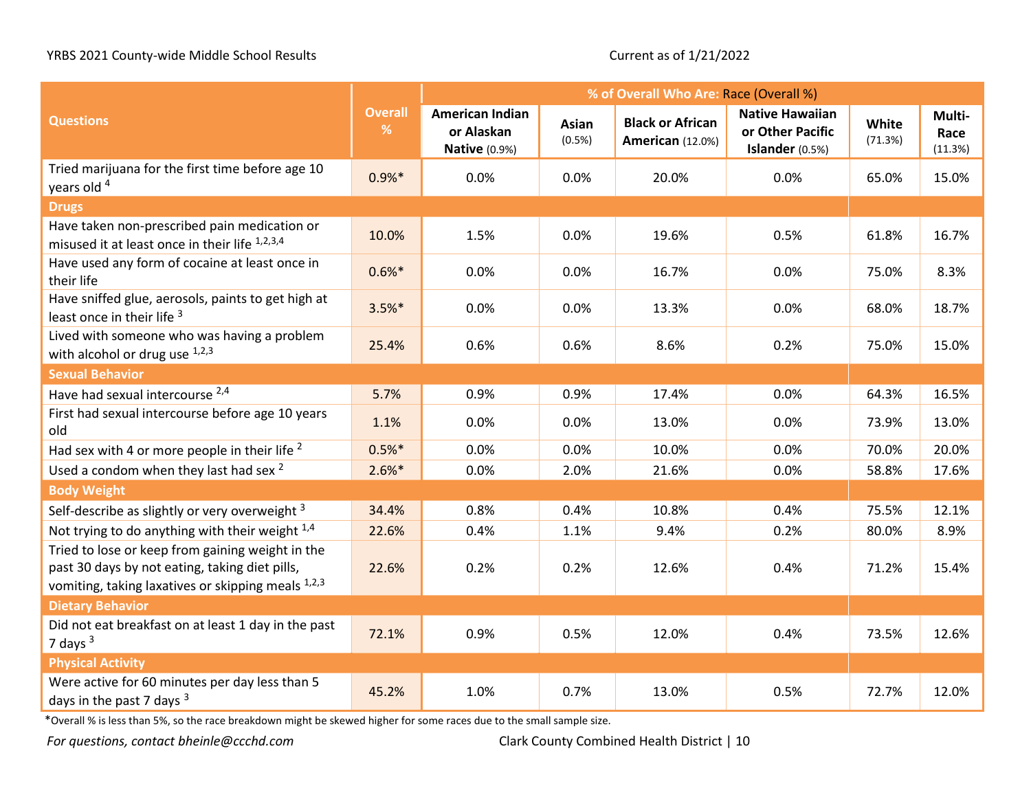YRBS 2021 County-wide Middle School Results

Current as of 1/21/2022

| Questions | Overall % | % of Overall Who Are: Race (Overall %) | | | | | |
|---|---|---|---|---|---|---|---|
| | | American Indian or Alaskan Native (0.9%) | Asian (0.5%) | Black or African American (12.0%) | Native Hawaiian or Other Pacific Islander (0.5%) | White (71.3%) | Multi-Race (11.3%) |
| Tried marijuana for the first time before age 10 years old [4] | 0.9%* | 0.0% | 0.0% | 20.0% | 0.0% | 65.0% | 15.0% |
| **Drugs** | | | | | | | |
| Have taken non-prescribed pain medication or misused it at least once in their life [1,2,3,4] | 10.0% | 1.5% | 0.0% | 19.6% | 0.5% | 61.8% | 16.7% |
| Have used any form of cocaine at least once in their life | 0.6%* | 0.0% | 0.0% | 16.7% | 0.0% | 75.0% | 8.3% |
| Have sniffed glue, aerosols, paints to get high at least once in their life [3] | 3.5%* | 0.0% | 0.0% | 13.3% | 0.0% | 68.0% | 18.7% |
| Lived with someone who was having a problem with alcohol or drug use [1,2,3] | 25.4% | 0.6% | 0.6% | 8.6% | 0.2% | 75.0% | 15.0% |
| **Sexual Behavior** | | | | | | | |
| Have had sexual intercourse [2,4] | 5.7% | 0.9% | 0.9% | 17.4% | 0.0% | 64.3% | 16.5% |
| First had sexual intercourse before age 10 years old | 1.1% | 0.0% | 0.0% | 13.0% | 0.0% | 73.9% | 13.0% |
| Had sex with 4 or more people in their life [2] | 0.5%* | 0.0% | 0.0% | 10.0% | 0.0% | 70.0% | 20.0% |
| Used a condom when they last had sex [2] | 2.6%* | 0.0% | 2.0% | 21.6% | 0.0% | 58.8% | 17.6% |
| **Body Weight** | | | | | | | |
| Self-describe as slightly or very overweight [3] | 34.4% | 0.8% | 0.4% | 10.8% | 0.4% | 75.5% | 12.1% |
| Not trying to do anything with their weight [1,4] | 22.6% | 0.4% | 1.1% | 9.4% | 0.2% | 80.0% | 8.9% |
| Tried to lose or keep from gaining weight in the past 30 days by not eating, taking diet pills, vomiting, taking laxatives or skipping meals [1,2,3] | 22.6% | 0.2% | 0.2% | 12.6% | 0.4% | 71.2% | 15.4% |
| **Dietary Behavior** | | | | | | | |
| Did not eat breakfast on at least 1 day in the past 7 days [3] | 72.1% | 0.9% | 0.5% | 12.0% | 0.4% | 73.5% | 12.6% |
| **Physical Activity** | | | | | | | |
| Were active for 60 minutes per day less than 5 days in the past 7 days [3] | 45.2% | 1.0% | 0.7% | 13.0% | 0.5% | 72.7% | 12.0% |

*Overall % is less than 5%, so the race breakdown might be skewed higher for some races due to the small sample size.

*For questions, contact bheinle@ccchd.com*

Clark County Combined Health District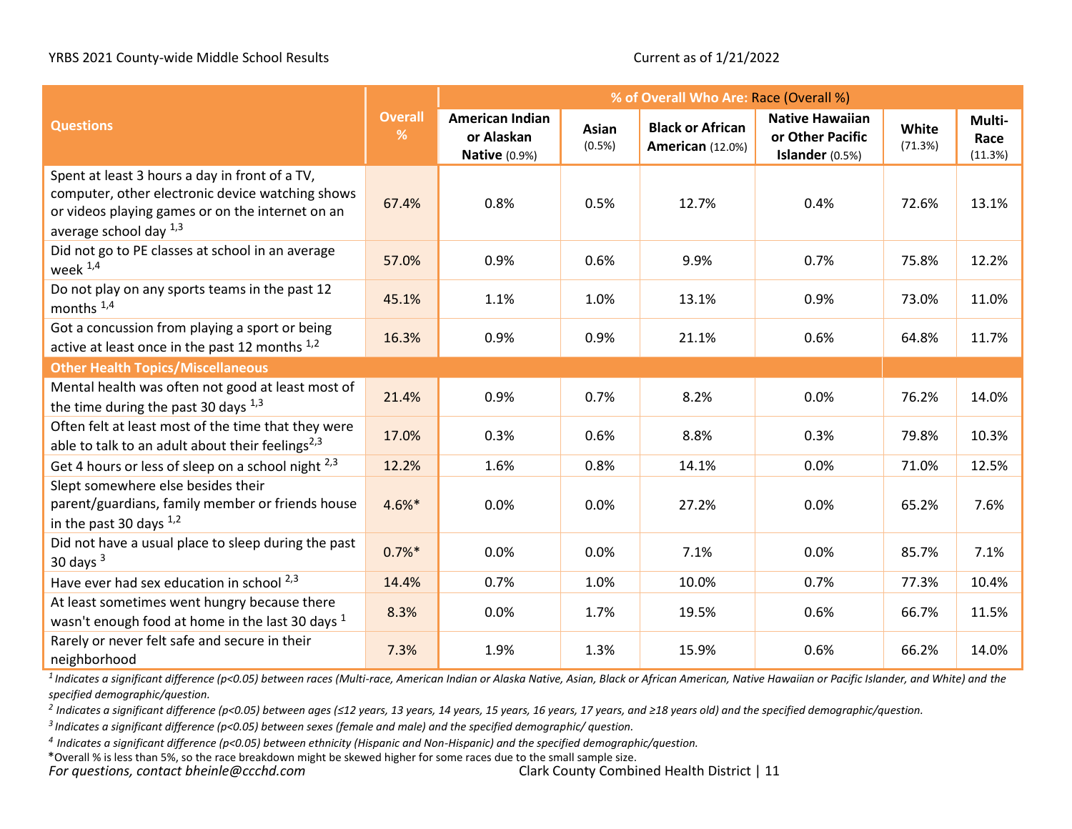YRBS 2021 County-wide Middle School Results

Current as of 1/21/2022

| Questions | Overall % | % of Overall Who Are: Race (Overall %) | | | | | |
|---|---|---|---|---|---|---|---|
| | | American Indian or Alaskan Native (0.9%) | Asian (0.5%) | Black or African American (12.0%) | Native Hawaiian or Other Pacific Islander (0.5%) | White (71.3%) | Multi-Race (11.3%) |
| Spent at least 3 hours a day in front of a TV, computer, other electronic device watching shows or videos playing games or on the internet on an average school day [1,3] | 67.4% | 0.8% | 0.5% | 12.7% | 0.4% | 72.6% | 13.1% |
| Did not go to PE classes at school in an average week [1,4] | 57.0% | 0.9% | 0.6% | 9.9% | 0.7% | 75.8% | 12.2% |
| Do not play on any sports teams in the past 12 months [1,4] | 45.1% | 1.1% | 1.0% | 13.1% | 0.9% | 73.0% | 11.0% |
| Got a concussion from playing a sport or being active at least once in the past 12 months [1,2] | 16.3% | 0.9% | 0.9% | 21.1% | 0.6% | 64.8% | 11.7% |
| **Other Health Topics/Miscellaneous** | | | | | | | |
| Mental health was often not good at least most of the time during the past 30 days [1,3] | 21.4% | 0.9% | 0.7% | 8.2% | 0.0% | 76.2% | 14.0% |
| Often felt at least most of the time that they were able to talk to an adult about their feelings[2,3] | 17.0% | 0.3% | 0.6% | 8.8% | 0.3% | 79.8% | 10.3% |
| Get 4 hours or less of sleep on a school night [2,3] | 12.2% | 1.6% | 0.8% | 14.1% | 0.0% | 71.0% | 12.5% |
| Slept somewhere else besides their parent/guardians, family member or friends house in the past 30 days [1,2] | 4.6%* | 0.0% | 0.0% | 27.2% | 0.0% | 65.2% | 7.6% |
| Did not have a usual place to sleep during the past 30 days [3] | 0.7%* | 0.0% | 0.0% | 7.1% | 0.0% | 85.7% | 7.1% |
| Have ever had sex education in school [2,3] | 14.4% | 0.7% | 1.0% | 10.0% | 0.7% | 77.3% | 10.4% |
| At least sometimes went hungry because there wasn't enough food at home in the last 30 days [1] | 8.3% | 0.0% | 1.7% | 19.5% | 0.6% | 66.7% | 11.5% |
| Rarely or never felt safe and secure in their neighborhood | 7.3% | 1.9% | 1.3% | 15.9% | 0.6% | 66.2% | 14.0% |

*[1] Indicates a significant difference ($p<0.05$) between races (Multi-race, American Indian or Alaska Native, Asian, Black or African American, Native Hawaiian or Pacific Islander, and White) and the specified demographic/question.*

*[2] Indicates a significant difference ($p<0.05$) between ages (≤12 years, 13 years, 14 years, 15 years, 16 years, 17 years, and ≥18 years old) and the specified demographic/question.*

*[3] Indicates a significant difference ($p<0.05$) between sexes (female and male) and the specified demographic/ question.*

*[4] Indicates a significant difference ($p<0.05$) between ethnicity (Hispanic and Non-Hispanic) and the specified demographic/question.*

*Overall % is less than 5%, so the race breakdown might be skewed higher for some races due to the small sample size.

*For questions, contact bheinle@ccchd.com*

Clark County Combined Health District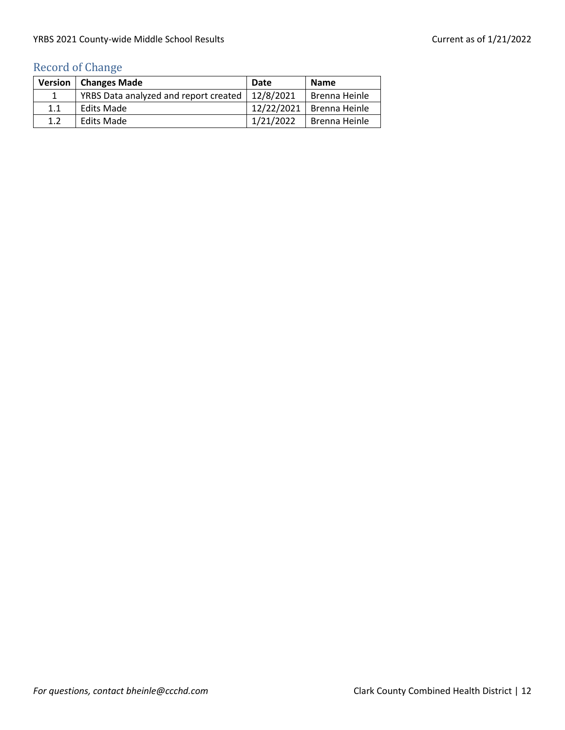## Record of Change

| Version | Changes Made | Date | Name |
|---|---|---|---|
| 1 | YRBS Data analyzed and report created | 12/8/2021 | Brenna Heinle |
| 1.1 | Edits Made | 12/22/2021 | Brenna Heinle |
| 1.2 | Edits Made | 1/21/2022 | Brenna Heinle |